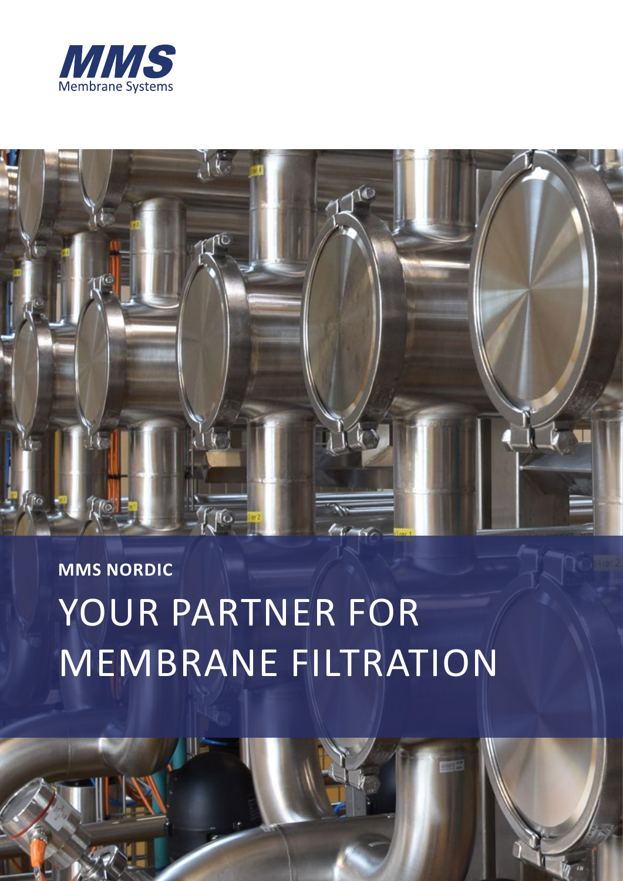MMS
Membrane Systems

**MMS NORDIC**

# YOUR PARTNER FOR MEMBRANE FILTRATION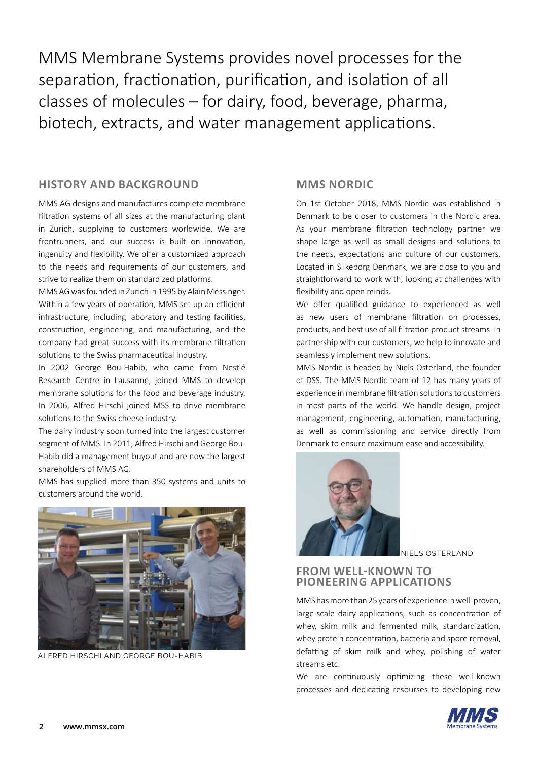MMS Membrane Systems provides novel processes for the separation, fractionation, purification, and isolation of all classes of molecules – for dairy, food, beverage, pharma, biotech, extracts, and water management applications.

## HISTORY AND BACKGROUND

MMS AG designs and manufactures complete membrane filtration systems of all sizes at the manufacturing plant in Zurich, supplying to customers worldwide. We are frontrunners, and our success is built on innovation, ingenuity and flexibility. We offer a customized approach to the needs and requirements of our customers, and strive to realize them on standardized platforms.

MMS AG was founded in Zurich in 1995 by Alain Messinger. Within a few years of operation, MMS set up an efficient infrastructure, including laboratory and testing facilities, construction, engineering, and manufacturing, and the company had great success with its membrane filtration solutions to the Swiss pharmaceutical industry.

In 2002 George Bou-Habib, who came from Nestlé Research Centre in Lausanne, joined MMS to develop membrane solutions for the food and beverage industry. In 2006, Alfred Hirschi joined MSS to drive membrane solutions to the Swiss cheese industry.

The dairy industry soon turned into the largest customer segment of MMS. In 2011, Alfred Hirschi and George Bou-Habib did a management buyout and are now the largest shareholders of MMS AG.

MMS has supplied more than 350 systems and units to customers around the world.

ALFRED HIRSCHI AND GEORGE BOU-HABIB

## MMS NORDIC

On 1st October 2018, MMS Nordic was established in Denmark to be closer to customers in the Nordic area. As your membrane filtration technology partner we shape large as well as small designs and solutions to the needs, expectations and culture of our customers. Located in Silkeborg Denmark, we are close to you and straightforward to work with, looking at challenges with flexibility and open minds.

We offer qualified guidance to experienced as well as new users of membrane filtration on processes, products, and best use of all filtration product streams. In partnership with our customers, we help to innovate and seamlessly implement new solutions.

MMS Nordic is headed by Niels Osterland, the founder of DSS. The MMS Nordic team of 12 has many years of experience in membrane filtration solutions to customers in most parts of the world. We handle design, project management, engineering, automation, manufacturing, as well as commissioning and service directly from Denmark to ensure maximum ease and accessibility.

NIELS OSTERLAND

## FROM WELL-KNOWN TO PIONEERING APPLICATIONS

MMS has more than 25 years of experience in well-proven, large-scale dairy applications, such as concentration of whey, skim milk and fermented milk, standardization, whey protein concentration, bacteria and spore removal, defatting of skim milk and whey, polishing of water streams etc.

We are continuously optimizing these well-known processes and dedicating resourses to developing new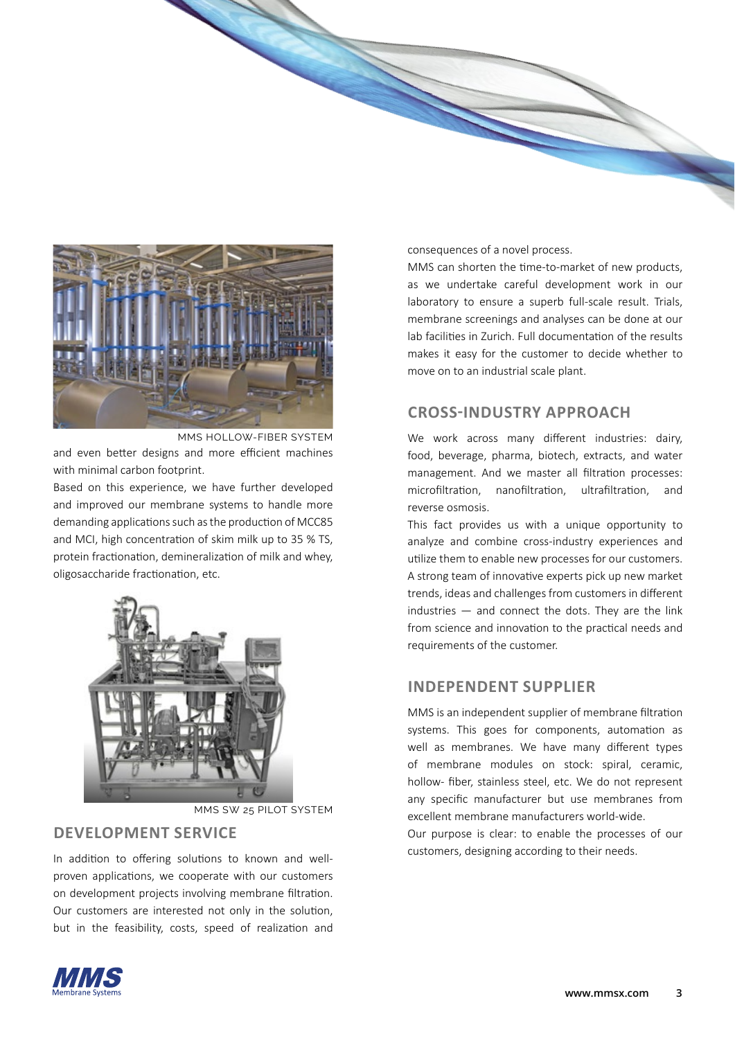MMS HOLLOW-FIBER SYSTEM

and even better designs and more efficient machines with minimal carbon footprint.

Based on this experience, we have further developed and improved our membrane systems to handle more demanding applications such as the production of MCC85 and MCI, high concentration of skim milk up to 35 % TS, protein fractionation, demineralization of milk and whey, oligosaccharide fractionation, etc.

MMS SW 25 PILOT SYSTEM

## DEVELOPMENT SERVICE

In addition to offering solutions to known and well-proven applications, we cooperate with our customers on development projects involving membrane filtration. Our customers are interested not only in the solution, but in the feasibility, costs, speed of realization and consequences of a novel process.

MMS can shorten the time-to-market of new products, as we undertake careful development work in our laboratory to ensure a superb full-scale result. Trials, membrane screenings and analyses can be done at our lab facilities in Zurich. Full documentation of the results makes it easy for the customer to decide whether to move on to an industrial scale plant.

## CROSS-INDUSTRY APPROACH

We work across many different industries: dairy, food, beverage, pharma, biotech, extracts, and water management. And we master all filtration processes: microfiltration, nanofiltration, ultrafiltration, and reverse osmosis.

This fact provides us with a unique opportunity to analyze and combine cross-industry experiences and utilize them to enable new processes for our customers. A strong team of innovative experts pick up new market trends, ideas and challenges from customers in different industries — and connect the dots. They are the link from science and innovation to the practical needs and requirements of the customer.

## INDEPENDENT SUPPLIER

MMS is an independent supplier of membrane filtration systems. This goes for components, automation as well as membranes. We have many different types of membrane modules on stock: spiral, ceramic, hollow- fiber, stainless steel, etc. We do not represent any specific manufacturer but use membranes from excellent membrane manufacturers world-wide.

Our purpose is clear: to enable the processes of our customers, designing according to their needs.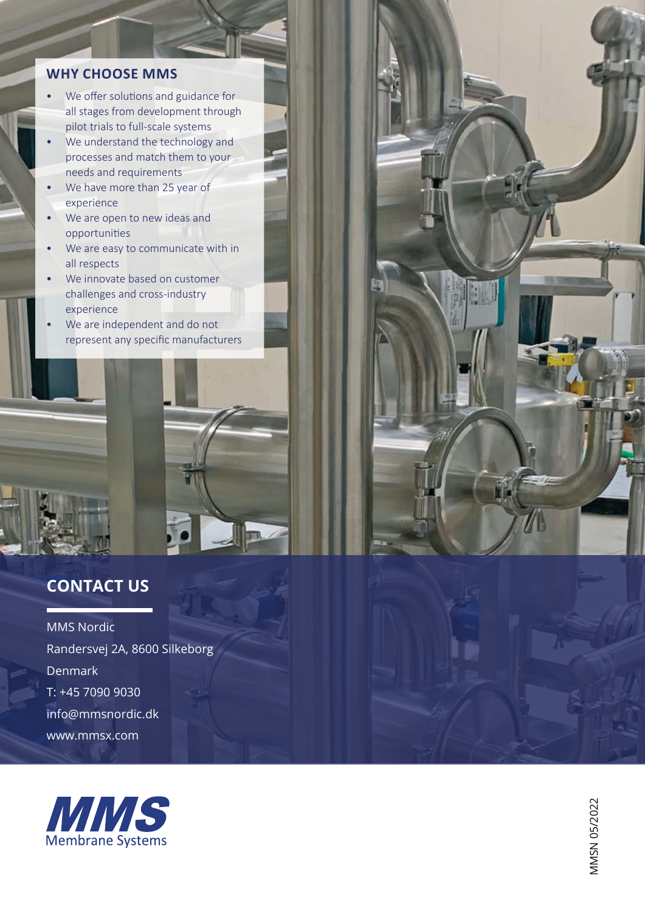## WHY CHOOSE MMS

- We offer solutions and guidance for all stages from development through pilot trials to full-scale systems
- We understand the technology and processes and match them to your needs and requirements
- We have more than 25 year of experience
- We are open to new ideas and opportunities
- We are easy to communicate with in all respects
- We innovate based on customer challenges and cross-industry experience
- We are independent and do not represent any specific manufacturers

## CONTACT US

MMS Nordic
Randersvej 2A, 8600 Silkeborg
Denmark
T: +45 7090 9030
info@mmsnordic.dk
www.mmsx.com

MMS
Membrane Systems

MMSN 05/2022